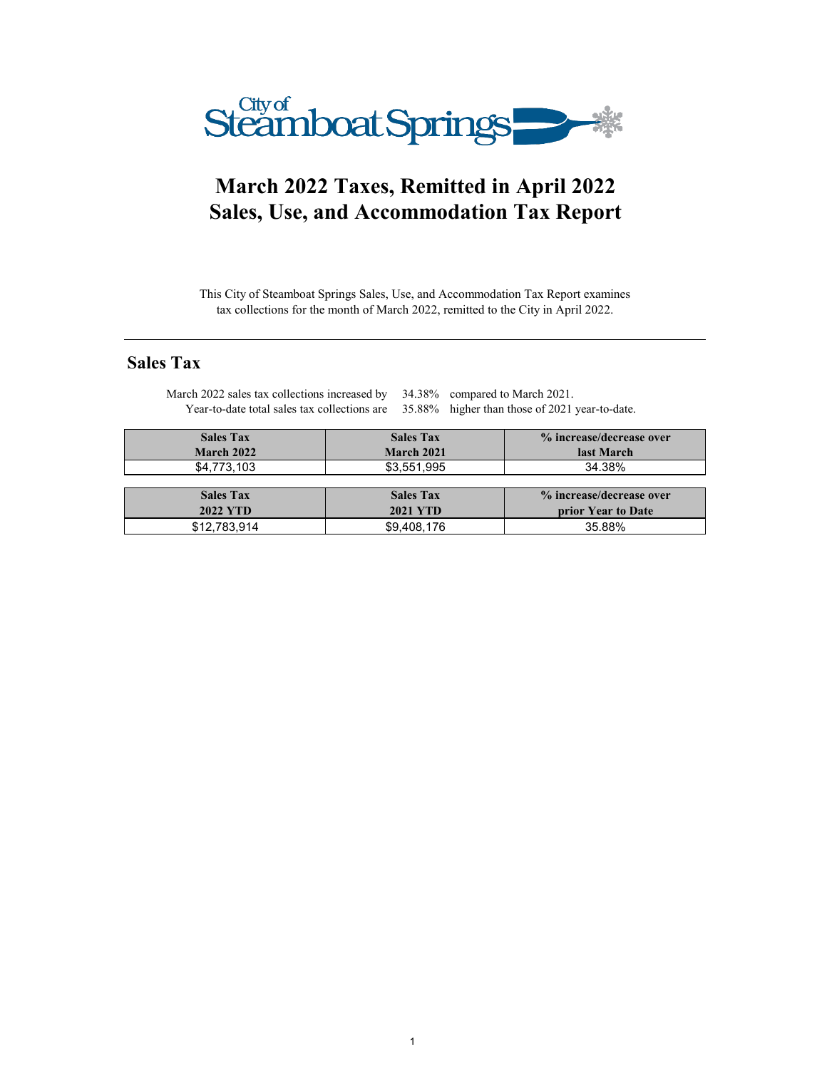City of Steamboat Springs

# March 2022 Taxes, Remitted in April 2022
# Sales, Use, and Accommodation Tax Report

This City of Steamboat Springs Sales, Use, and Accommodation Tax Report examines tax collections for the month of March 2022, remitted to the City in April 2022.

---

## Sales Tax

March 2022 sales tax collections increased by 34.38% compared to March 2021.
Year-to-date total sales tax collections are 35.88% higher than those of 2021 year-to-date.

| Sales Tax March 2022 | Sales Tax March 2021 | % increase/decrease over last March |
|---|---|---|
| $4,773,103 | $3,551,995 | 34.38% |

| Sales Tax 2022 YTD | Sales Tax 2021 YTD | % increase/decrease over prior Year to Date |
|---|---|---|
| $12,783,914 | $9,408,176 | 35.88% |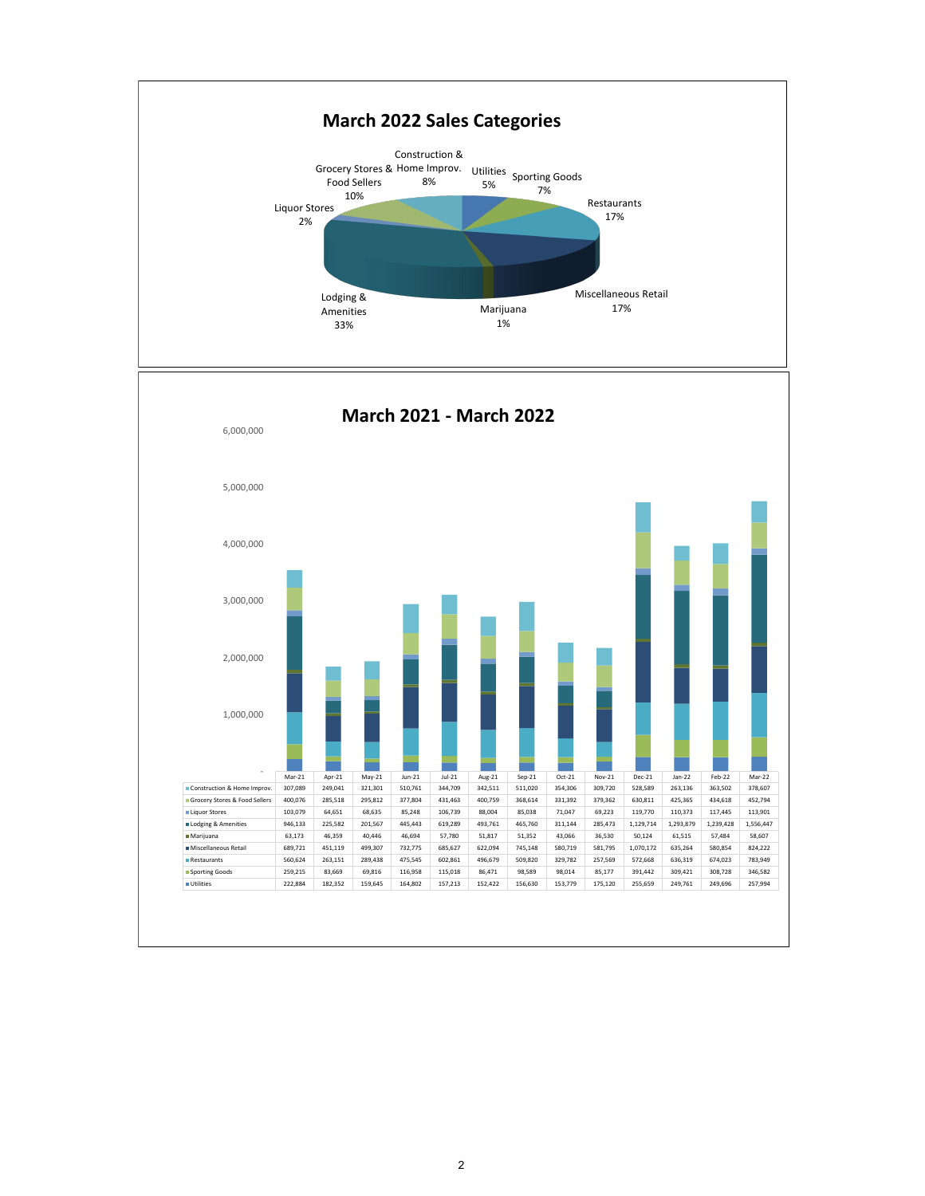## March 2022 Sales Categories

| Category | Percent |
|---|---|
| Construction & Home Improv. | 8% |
| Utilities | 5% |
| Sporting Goods | 7% |
| Restaurants | 17% |
| Miscellaneous Retail | 17% |
| Marijuana | 1% |
| Lodging & Amenities | 33% |
| Liquor Stores | 2% |
| Grocery Stores & Food Sellers | 10% |

## March 2021 - March 2022

| | Mar-21 | Apr-21 | May-21 | Jun-21 | Jul-21 | Aug-21 | Sep-21 | Oct-21 | Nov-21 | Dec-21 | Jan-22 | Feb-22 | Mar-22 |
|---|---|---|---|---|---|---|---|---|---|---|---|---|---|
| Construction & Home Improv. | 307,089 | 249,041 | 321,301 | 510,761 | 344,709 | 342,511 | 511,020 | 354,306 | 309,720 | 528,589 | 263,136 | 363,502 | 378,607 |
| Grocery Stores & Food Sellers | 400,076 | 285,518 | 295,812 | 377,804 | 431,463 | 400,759 | 368,614 | 331,392 | 379,362 | 630,811 | 425,365 | 434,618 | 452,794 |
| Liquor Stores | 103,079 | 64,651 | 68,635 | 85,248 | 106,739 | 88,004 | 85,038 | 71,047 | 69,223 | 119,770 | 110,373 | 117,445 | 113,901 |
| Lodging & Amenities | 946,133 | 225,582 | 201,567 | 445,443 | 619,289 | 493,761 | 465,760 | 311,144 | 285,473 | 1,129,714 | 1,293,879 | 1,239,428 | 1,556,447 |
| Marijuana | 63,173 | 46,359 | 40,446 | 46,694 | 57,780 | 51,817 | 51,352 | 43,066 | 36,530 | 50,124 | 61,515 | 57,484 | 58,607 |
| Miscellaneous Retail | 689,721 | 451,119 | 499,307 | 732,775 | 685,627 | 622,094 | 745,148 | 580,719 | 581,795 | 1,070,172 | 635,264 | 580,854 | 824,222 |
| Restaurants | 560,624 | 263,151 | 289,438 | 475,545 | 602,861 | 496,679 | 509,820 | 329,782 | 257,569 | 572,668 | 636,319 | 674,023 | 783,949 |
| Sporting Goods | 259,215 | 83,669 | 69,816 | 116,958 | 115,018 | 86,471 | 98,589 | 98,014 | 85,177 | 391,442 | 309,421 | 308,728 | 346,582 |
| Utilities | 222,884 | 182,352 | 159,645 | 164,802 | 157,213 | 152,422 | 156,630 | 153,779 | 175,120 | 255,659 | 249,761 | 249,696 | 257,994 |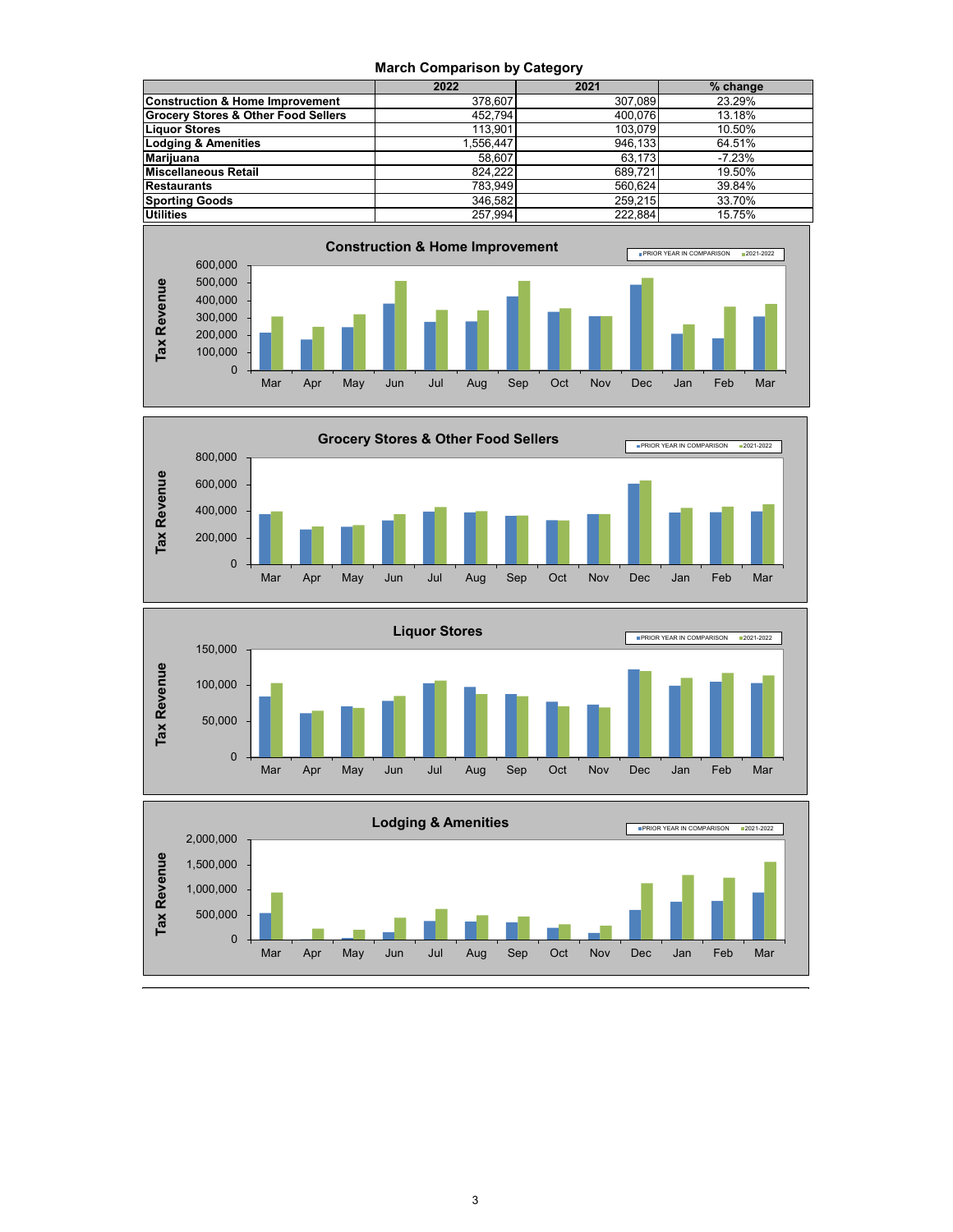## March Comparison by Category

| | 2022 | 2021 | % change |
|---|---|---|---|
| **Construction & Home Improvement** | 378,607 | 307,089 | 23.29% |
| **Grocery Stores & Other Food Sellers** | 452,794 | 400,076 | 13.18% |
| **Liquor Stores** | 113,901 | 103,079 | 10.50% |
| **Lodging & Amenities** | 1,556,447 | 946,133 | 64.51% |
| **Marijuana** | 58,607 | 63,173 | -7.23% |
| **Miscellaneous Retail** | 824,222 | 689,721 | 19.50% |
| **Restaurants** | 783,949 | 560,624 | 39.84% |
| **Sporting Goods** | 346,582 | 259,215 | 33.70% |
| **Utilities** | 257,994 | 222,884 | 15.75% |

### Construction & Home Improvement

Tax Revenue (PRIOR YEAR IN COMPARISON vs. 2021-2022), Mar through Mar

### Grocery Stores & Other Food Sellers

Tax Revenue (PRIOR YEAR IN COMPARISON vs. 2021-2022), Mar through Mar

### Liquor Stores

Tax Revenue (PRIOR YEAR IN COMPARISON vs. 2021-2022), Mar through Mar

### Lodging & Amenities

Tax Revenue (PRIOR YEAR IN COMPARISON vs. 2021-2022), Mar through Mar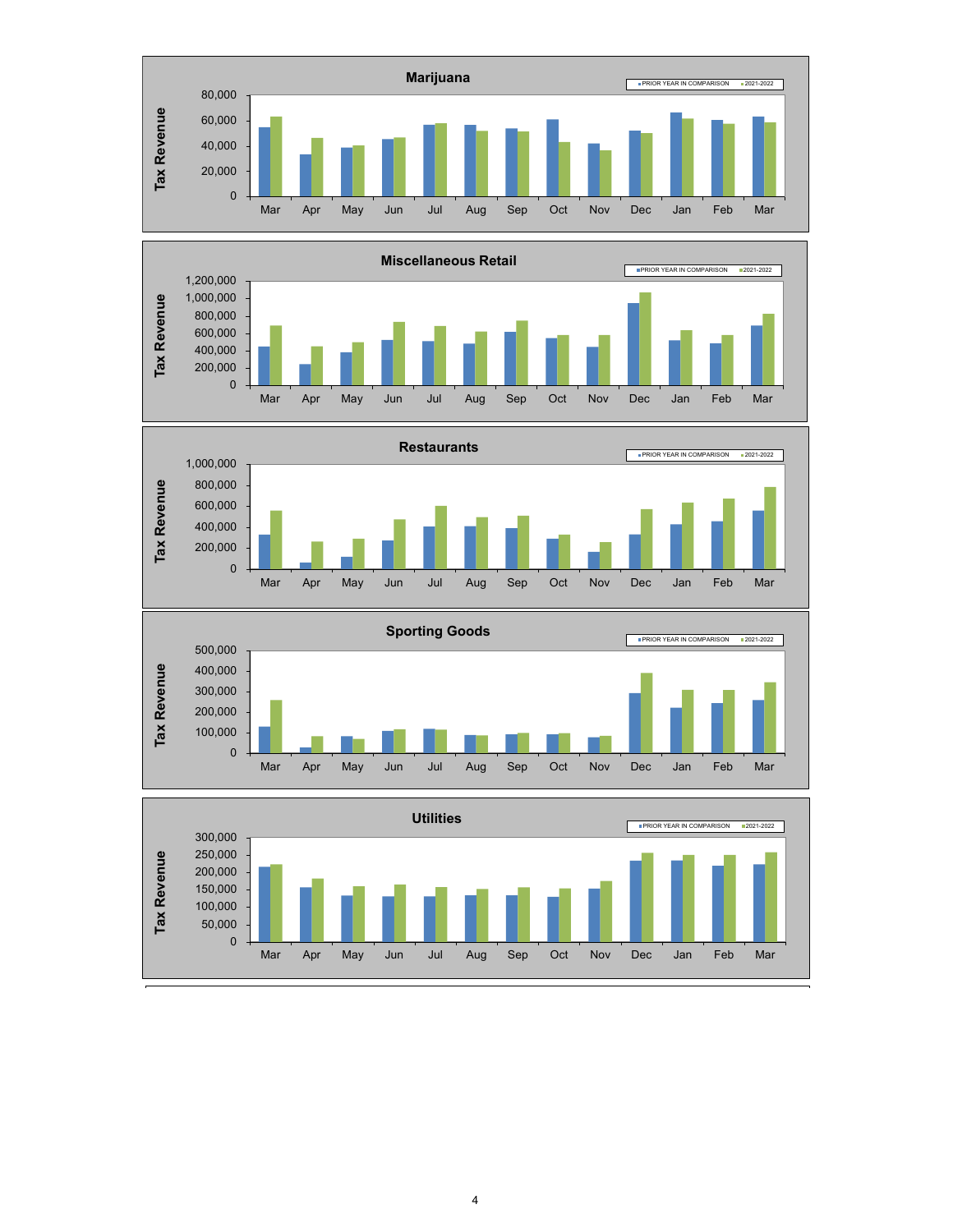### Marijuana

Tax Revenue

Legend: PRIOR YEAR IN COMPARISON, 2021-2022

Y-axis: 0, 20,000, 40,000, 60,000, 80,000

X-axis: Mar, Apr, May, Jun, Jul, Aug, Sep, Oct, Nov, Dec, Jan, Feb, Mar

### Miscellaneous Retail

Tax Revenue

Legend: PRIOR YEAR IN COMPARISON, 2021-2022

Y-axis: 0, 200,000, 400,000, 600,000, 800,000, 1,000,000, 1,200,000

X-axis: Mar, Apr, May, Jun, Jul, Aug, Sep, Oct, Nov, Dec, Jan, Feb, Mar

### Restaurants

Tax Revenue

Legend: PRIOR YEAR IN COMPARISON, 2021-2022

Y-axis: 0, 200,000, 400,000, 600,000, 800,000, 1,000,000

X-axis: Mar, Apr, May, Jun, Jul, Aug, Sep, Oct, Nov, Dec, Jan, Feb, Mar

### Sporting Goods

Tax Revenue

Legend: PRIOR YEAR IN COMPARISON, 2021-2022

Y-axis: 0, 100,000, 200,000, 300,000, 400,000, 500,000

X-axis: Mar, Apr, May, Jun, Jul, Aug, Sep, Oct, Nov, Dec, Jan, Feb, Mar

### Utilities

Tax Revenue

Legend: PRIOR YEAR IN COMPARISON, 2021-2022

Y-axis: 0, 50,000, 100,000, 150,000, 200,000, 250,000, 300,000

X-axis: Mar, Apr, May, Jun, Jul, Aug, Sep, Oct, Nov, Dec, Jan, Feb, Mar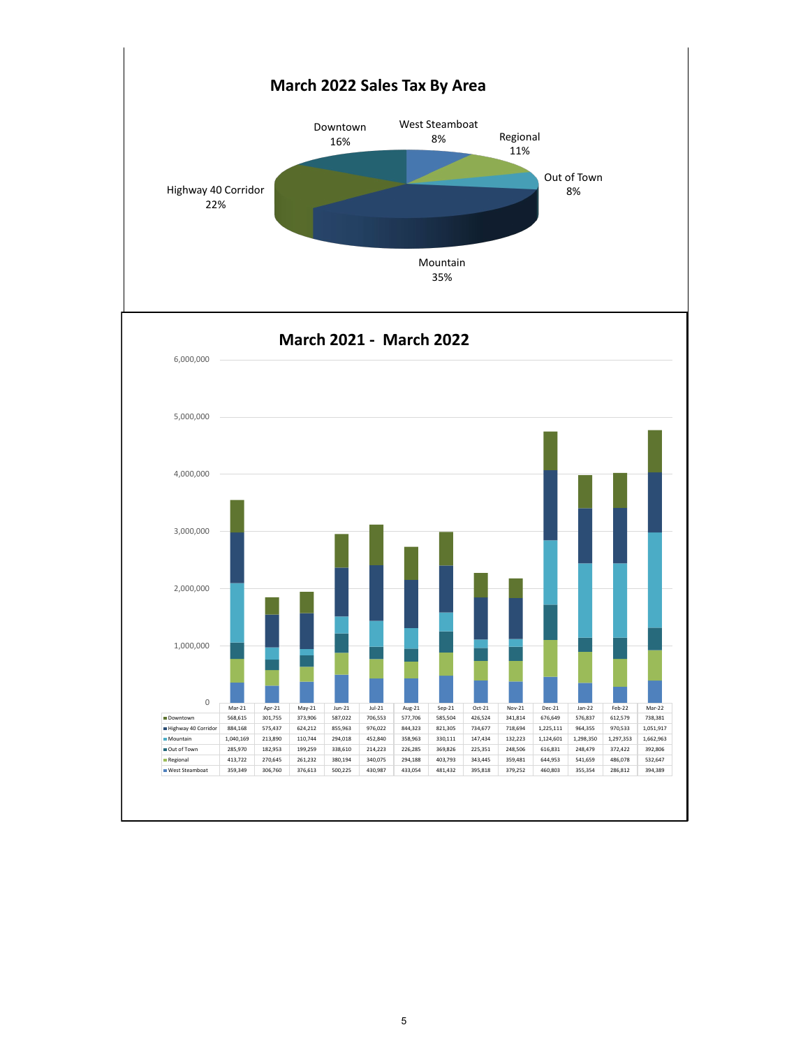## March 2022 Sales Tax By Area

| Area | Percent |
|---|---|
| Downtown | 16% |
| West Steamboat | 8% |
| Regional | 11% |
| Out of Town | 8% |
| Mountain | 35% |
| Highway 40 Corridor | 22% |

## March 2021 - March 2022

| | Mar-21 | Apr-21 | May-21 | Jun-21 | Jul-21 | Aug-21 | Sep-21 | Oct-21 | Nov-21 | Dec-21 | Jan-22 | Feb-22 | Mar-22 |
|---|---|---|---|---|---|---|---|---|---|---|---|---|---|
| Downtown | 568,615 | 301,755 | 373,906 | 587,022 | 706,553 | 577,706 | 585,504 | 426,524 | 341,814 | 676,649 | 576,837 | 612,579 | 738,381 |
| Highway 40 Corridor | 884,168 | 575,437 | 624,212 | 855,963 | 976,022 | 844,323 | 821,305 | 734,677 | 718,694 | 1,225,111 | 964,355 | 970,533 | 1,051,917 |
| Mountain | 1,040,169 | 213,890 | 110,744 | 294,018 | 452,840 | 358,963 | 330,111 | 147,434 | 132,223 | 1,124,601 | 1,298,350 | 1,297,353 | 1,662,963 |
| Out of Town | 285,970 | 182,953 | 199,259 | 338,610 | 214,223 | 226,285 | 369,826 | 225,351 | 248,506 | 616,831 | 248,479 | 372,422 | 392,806 |
| Regional | 413,722 | 270,645 | 261,232 | 380,194 | 340,075 | 294,188 | 403,793 | 343,445 | 359,481 | 644,953 | 541,659 | 486,078 | 532,647 |
| West Steamboat | 359,349 | 306,760 | 376,613 | 500,225 | 430,987 | 433,054 | 481,432 | 395,818 | 379,252 | 460,803 | 355,354 | 286,812 | 394,389 |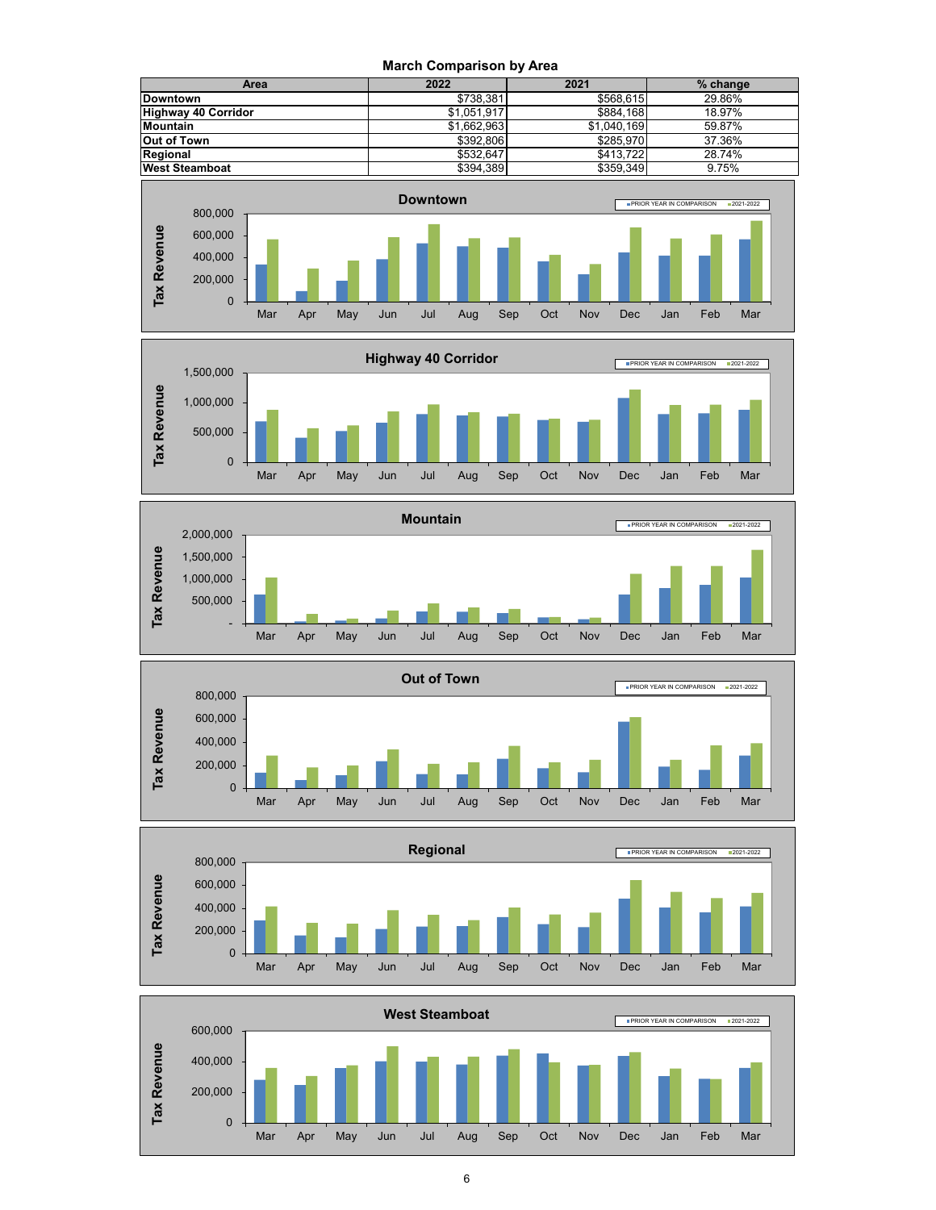**March Comparison by Area**

| Area | 2022 | 2021 | % change |
|---|---|---|---|
| Downtown | $738,381 | $568,615 | 29.86% |
| Highway 40 Corridor | $1,051,917 | $884,168 | 18.97% |
| Mountain | $1,662,963 | $1,040,169 | 59.87% |
| Out of Town | $392,806 | $285,970 | 37.36% |
| Regional | $532,647 | $413,722 | 28.74% |
| West Steamboat | $394,389 | $359,349 | 9.75% |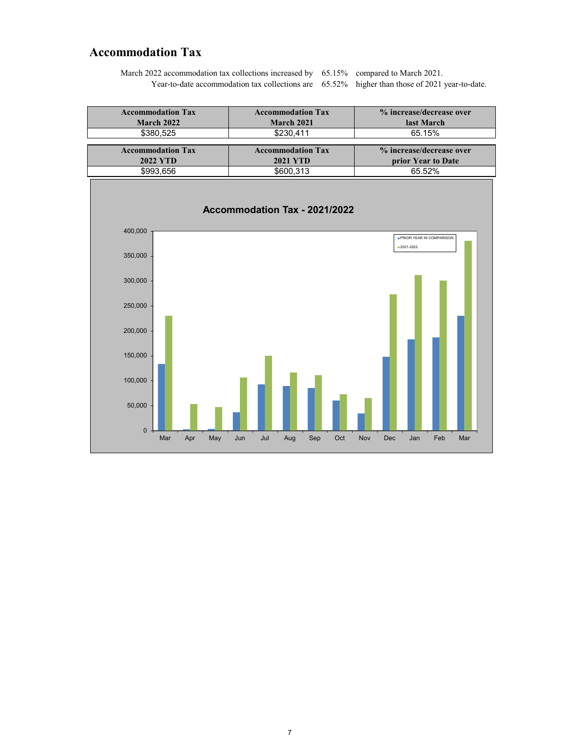# Accommodation Tax

March 2022 accommodation tax collections increased by 65.15% compared to March 2021.
Year-to-date accommodation tax collections are 65.52% higher than those of 2021 year-to-date.

| Accommodation Tax March 2022 | Accommodation Tax March 2021 | % increase/decrease over last March |
|---|---|---|
| $380,525 | $230,411 | 65.15% |

| Accommodation Tax 2022 YTD | Accommodation Tax 2021 YTD | % increase/decrease over prior Year to Date |
|---|---|---|
| $993,656 | $600,313 | 65.52% |

**Accommodation Tax - 2021/2022**

Legend: PRIOR YEAR IN COMPARISON; 2021-2022

Months: Mar, Apr, May, Jun, Jul, Aug, Sep, Oct, Nov, Dec, Jan, Feb, Mar

Y-axis: 0, 50,000, 100,000, 150,000, 200,000, 250,000, 300,000, 350,000, 400,000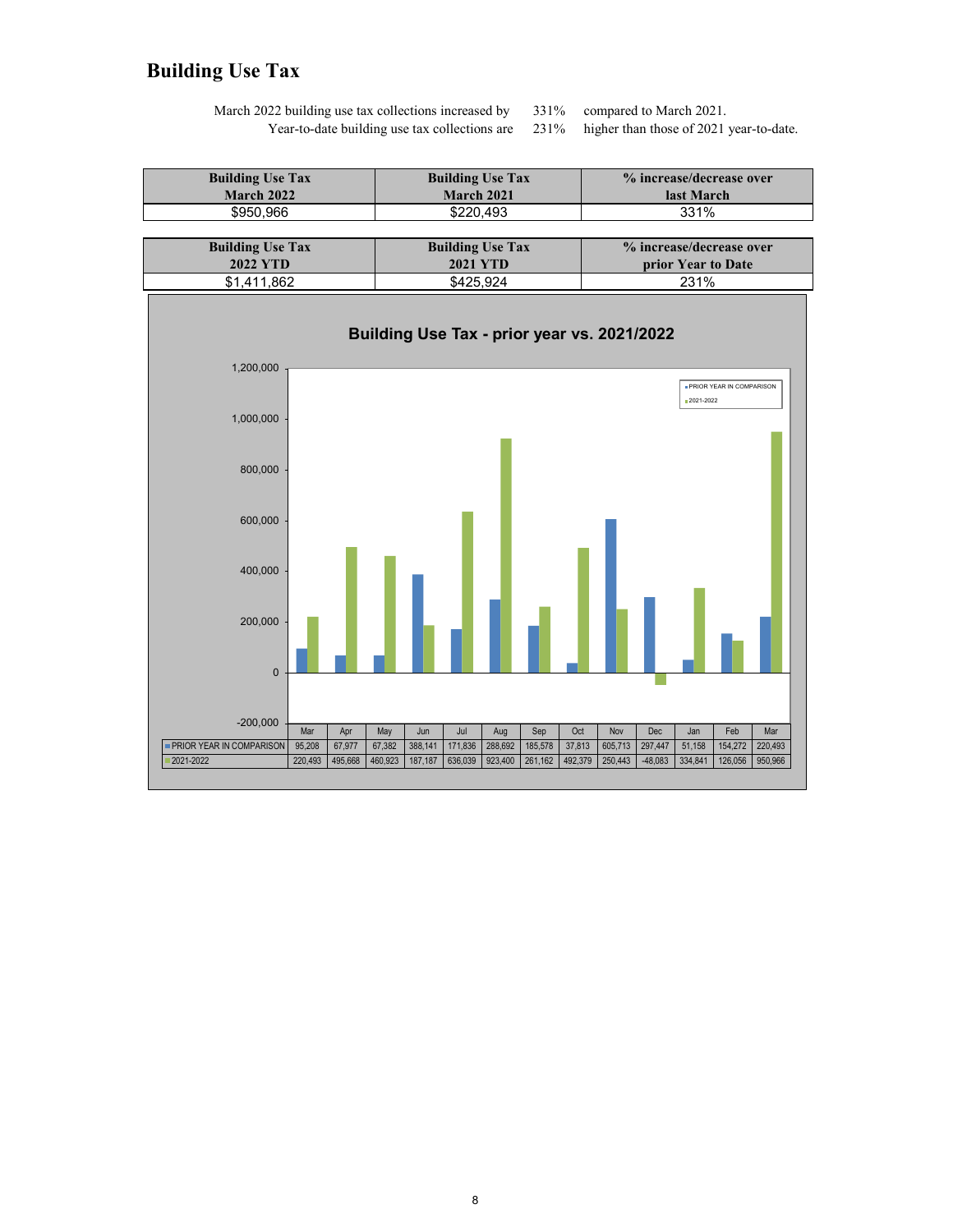# Building Use Tax

March 2022 building use tax collections increased by 331% compared to March 2021.
Year-to-date building use tax collections are 231% higher than those of 2021 year-to-date.

| Building Use Tax March 2022 | Building Use Tax March 2021 | % increase/decrease over last March |
|---|---|---|
| $950,966 | $220,493 | 331% |

| Building Use Tax 2022 YTD | Building Use Tax 2021 YTD | % increase/decrease over prior Year to Date |
|---|---|---|
| $1,411,862 | $425,924 | 231% |

**Building Use Tax - prior year vs. 2021/2022**

| | Mar | Apr | May | Jun | Jul | Aug | Sep | Oct | Nov | Dec | Jan | Feb | Mar |
|---|---|---|---|---|---|---|---|---|---|---|---|---|---|
| PRIOR YEAR IN COMPARISON | 95,208 | 67,977 | 67,382 | 388,141 | 171,836 | 288,692 | 185,578 | 37,813 | 605,713 | 297,447 | 51,158 | 154,272 | 220,493 |
| 2021-2022 | 220,493 | 495,668 | 460,923 | 187,187 | 636,039 | 923,400 | 261,162 | 492,379 | 250,443 | -48,083 | 334,841 | 126,056 | 950,966 |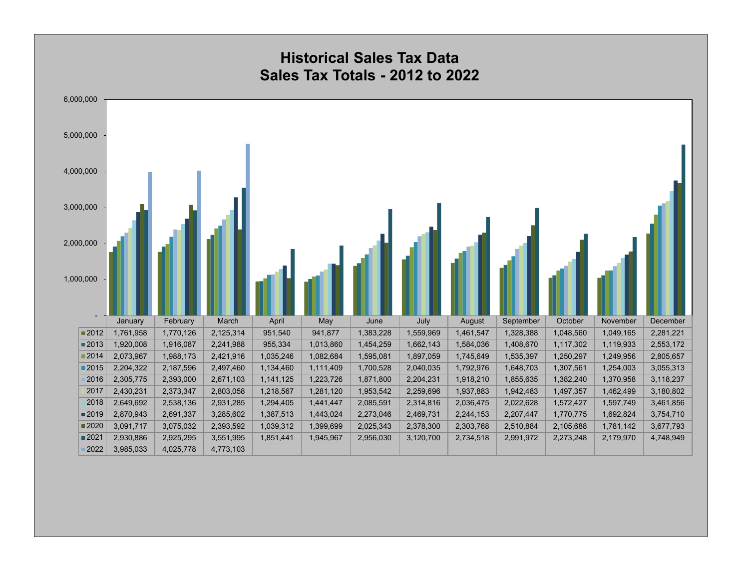# Historical Sales Tax Data
## Sales Tax Totals - 2012 to 2022

| | January | February | March | April | May | June | July | August | September | October | November | December |
|---|---|---|---|---|---|---|---|---|---|---|---|---|
| 2012 | 1,761,958 | 1,770,126 | 2,125,314 | 951,540 | 941,877 | 1,383,228 | 1,559,969 | 1,461,547 | 1,328,388 | 1,048,560 | 1,049,165 | 2,281,221 |
| 2013 | 1,920,008 | 1,916,087 | 2,241,988 | 955,334 | 1,013,860 | 1,454,259 | 1,662,143 | 1,584,036 | 1,408,670 | 1,117,302 | 1,119,933 | 2,553,172 |
| 2014 | 2,073,967 | 1,988,173 | 2,421,916 | 1,035,246 | 1,082,684 | 1,595,081 | 1,897,059 | 1,745,649 | 1,535,397 | 1,250,297 | 1,249,956 | 2,805,657 |
| 2015 | 2,204,322 | 2,187,596 | 2,497,460 | 1,134,460 | 1,111,409 | 1,700,528 | 2,040,035 | 1,792,976 | 1,648,703 | 1,307,561 | 1,254,003 | 3,055,313 |
| 2016 | 2,305,775 | 2,393,000 | 2,671,103 | 1,141,125 | 1,223,726 | 1,871,800 | 2,204,231 | 1,918,210 | 1,855,635 | 1,382,240 | 1,370,958 | 3,118,237 |
| 2017 | 2,430,231 | 2,373,347 | 2,803,058 | 1,218,567 | 1,281,120 | 1,953,542 | 2,259,696 | 1,937,883 | 1,942,483 | 1,497,357 | 1,462,499 | 3,180,802 |
| 2018 | 2,649,692 | 2,538,136 | 2,931,285 | 1,294,405 | 1,441,447 | 2,085,591 | 2,314,816 | 2,036,475 | 2,022,628 | 1,572,427 | 1,597,749 | 3,461,856 |
| 2019 | 2,870,943 | 2,691,337 | 3,285,602 | 1,387,513 | 1,443,024 | 2,273,046 | 2,469,731 | 2,244,153 | 2,207,447 | 1,770,775 | 1,692,824 | 3,754,710 |
| 2020 | 3,091,717 | 3,075,032 | 2,393,592 | 1,039,312 | 1,399,699 | 2,025,343 | 2,378,300 | 2,303,768 | 2,510,884 | 2,105,688 | 1,781,142 | 3,677,793 |
| 2021 | 2,930,886 | 2,925,295 | 3,551,995 | 1,851,441 | 1,945,967 | 2,956,030 | 3,120,700 | 2,734,518 | 2,991,972 | 2,273,248 | 2,179,970 | 4,748,949 |
| 2022 | 3,985,033 | 4,025,778 | 4,773,103 | | | | | | | | | |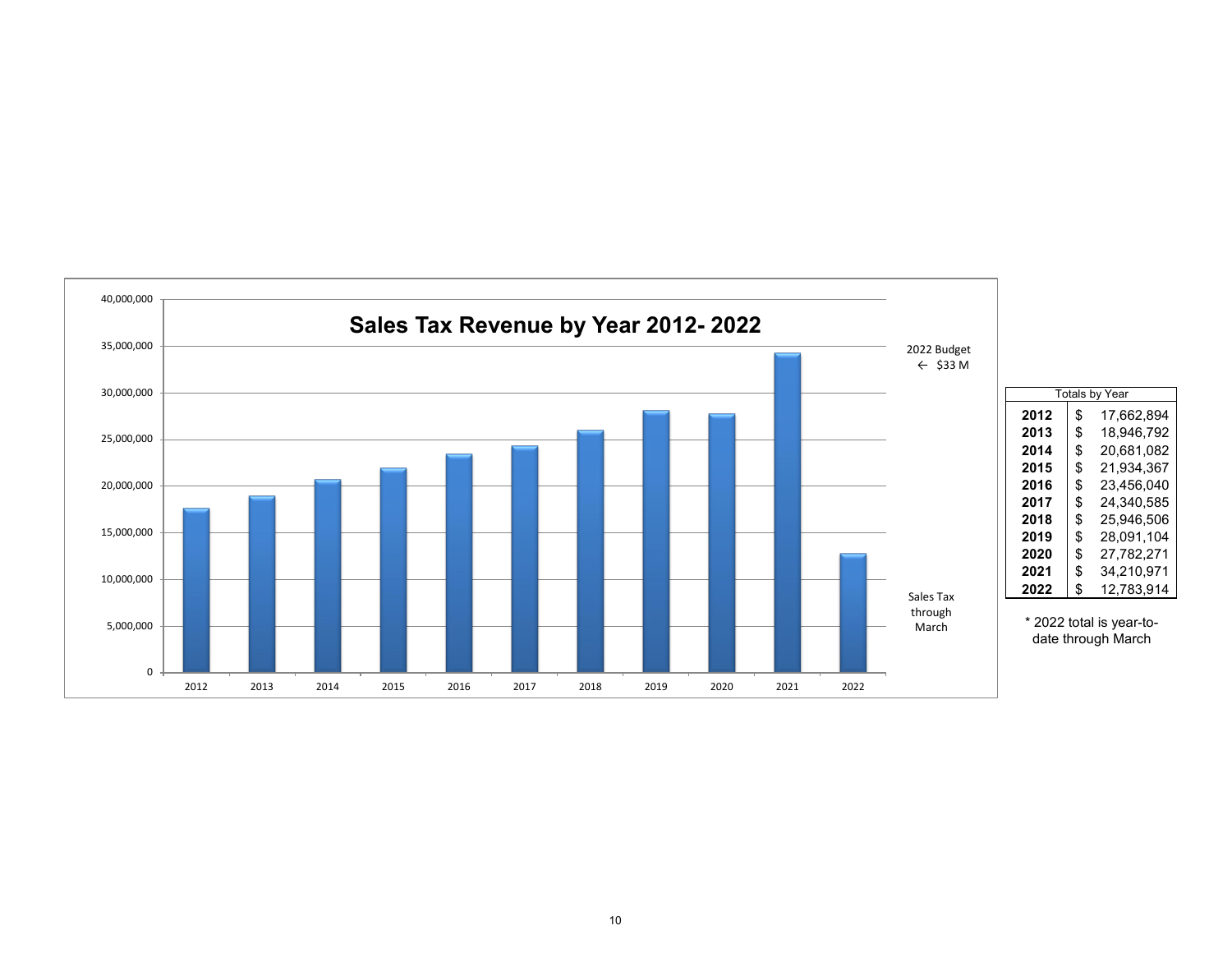## Sales Tax Revenue by Year 2012- 2022

40,000,000
35,000,000
30,000,000
25,000,000
20,000,000
15,000,000
10,000,000
5,000,000
0

2012 2013 2014 2015 2016 2017 2018 2019 2020 2021 2022

2022 Budget
← $33 M

Sales Tax through March

| Totals by Year | | |
|---|---|---|
| **2012** | $ | 17,662,894 |
| **2013** | $ | 18,946,792 |
| **2014** | $ | 20,681,082 |
| **2015** | $ | 21,934,367 |
| **2016** | $ | 23,456,040 |
| **2017** | $ | 24,340,585 |
| **2018** | $ | 25,946,506 |
| **2019** | $ | 28,091,104 |
| **2020** | $ | 27,782,271 |
| **2021** | $ | 34,210,971 |
| **2022** | $ | 12,783,914 |

* 2022 total is year-to-date through March